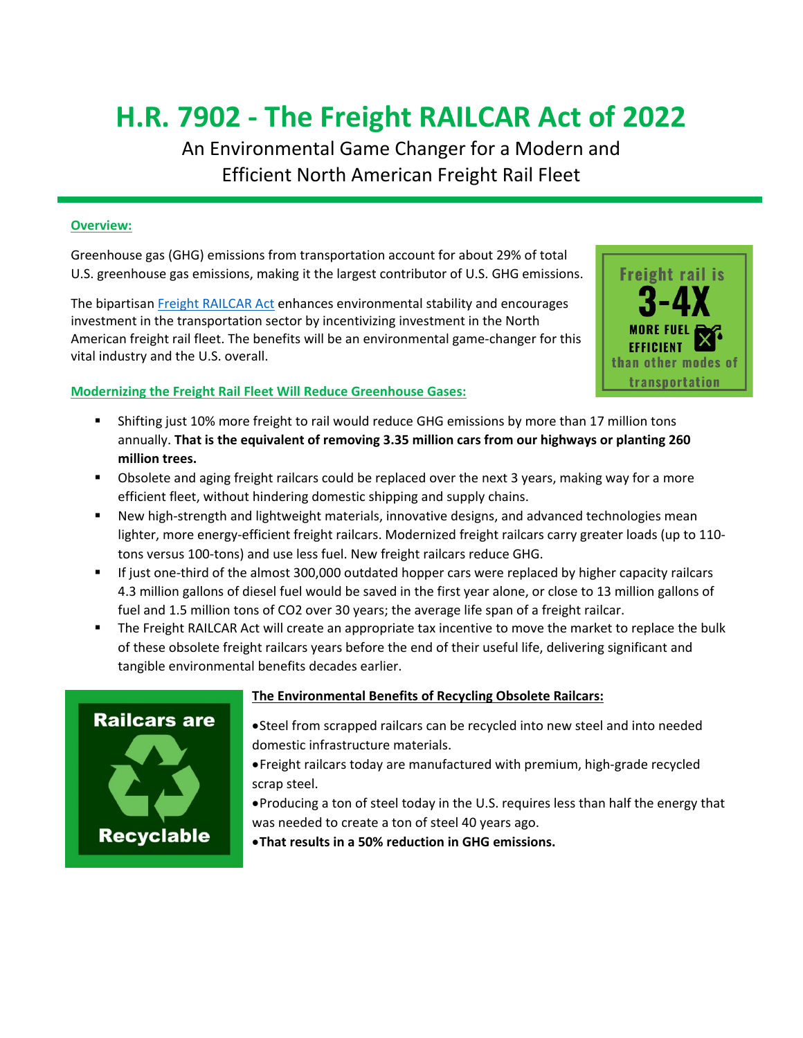# H.R. 7902 - The Freight RAILCAR Act of 2022

An Environmental Game Changer for a Modern and Efficient North American Freight Rail Fleet

**Overview:**

Greenhouse gas (GHG) emissions from transportation account for about 29% of total U.S. greenhouse gas emissions, making it the largest contributor of U.S. GHG emissions.

The bipartisan Freight RAILCAR Act enhances environmental stability and encourages investment in the transportation sector by incentivizing investment in the North American freight rail fleet. The benefits will be an environmental game-changer for this vital industry and the U.S. overall.

Freight rail is 3-4X MORE FUEL EFFICIENT than other modes of transportation

**Modernizing the Freight Rail Fleet Will Reduce Greenhouse Gases:**

- Shifting just 10% more freight to rail would reduce GHG emissions by more than 17 million tons annually. **That is the equivalent of removing 3.35 million cars from our highways or planting 260 million trees.**
- Obsolete and aging freight railcars could be replaced over the next 3 years, making way for a more efficient fleet, without hindering domestic shipping and supply chains.
- New high-strength and lightweight materials, innovative designs, and advanced technologies mean lighter, more energy-efficient freight railcars. Modernized freight railcars carry greater loads (up to 110-tons versus 100-tons) and use less fuel. New freight railcars reduce GHG.
- If just one-third of the almost 300,000 outdated hopper cars were replaced by higher capacity railcars 4.3 million gallons of diesel fuel would be saved in the first year alone, or close to 13 million gallons of fuel and 1.5 million tons of $CO_2$ over 30 years; the average life span of a freight railcar.
- The Freight RAILCAR Act will create an appropriate tax incentive to move the market to replace the bulk of these obsolete freight railcars years before the end of their useful life, delivering significant and tangible environmental benefits decades earlier.

Railcars are Recyclable

**The Environmental Benefits of Recycling Obsolete Railcars:**

- Steel from scrapped railcars can be recycled into new steel and into needed domestic infrastructure materials.
- Freight railcars today are manufactured with premium, high-grade recycled scrap steel.
- Producing a ton of steel today in the U.S. requires less than half the energy that was needed to create a ton of steel 40 years ago.
- **That results in a 50% reduction in GHG emissions.**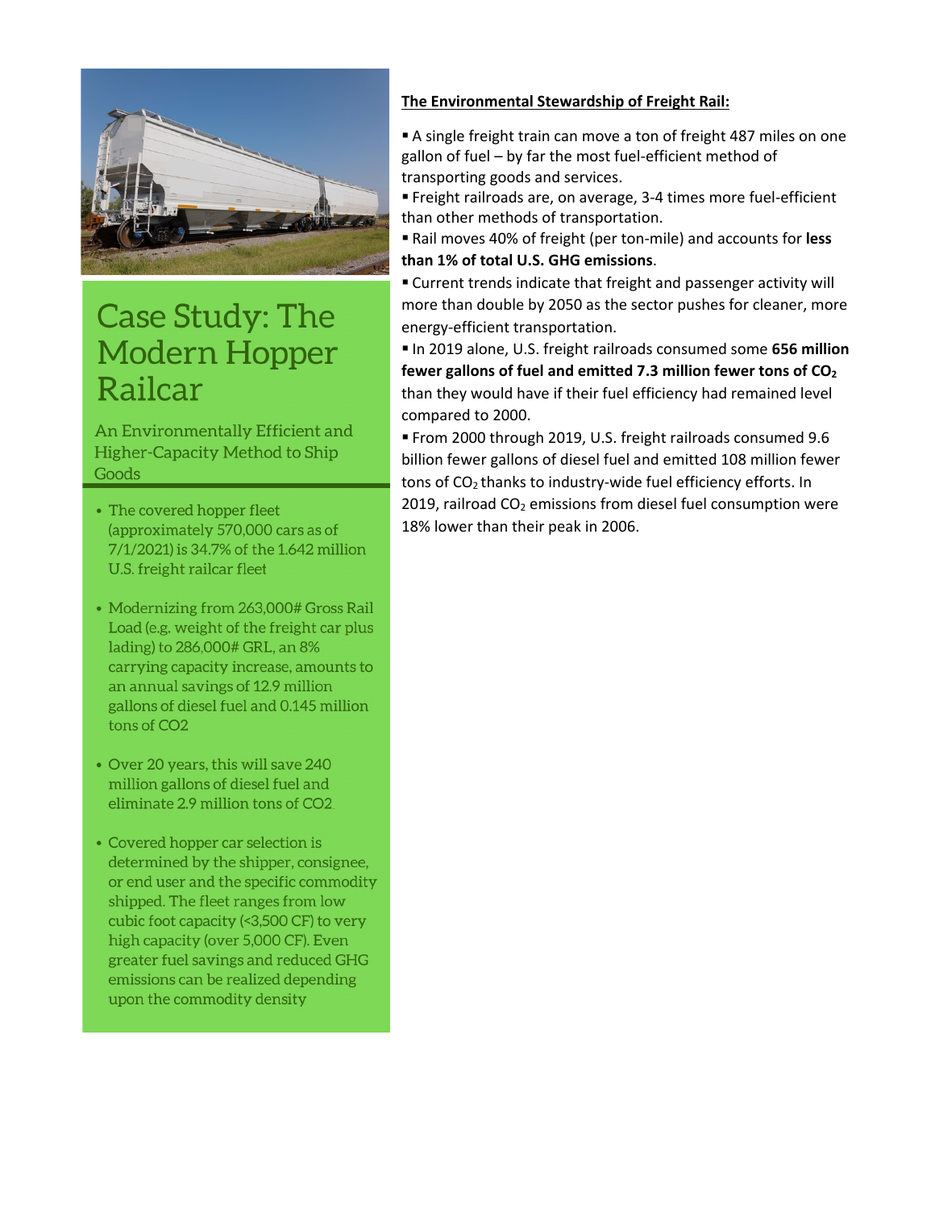# Case Study: The Modern Hopper Railcar

An Environmentally Efficient and Higher-Capacity Method to Ship Goods

- The covered hopper fleet (approximately 570,000 cars as of 7/1/2021) is 34.7% of the 1.642 million U.S. freight railcar fleet
- Modernizing from 263,000# Gross Rail Load (e.g. weight of the freight car plus lading) to 286,000# GRL, an 8% carrying capacity increase, amounts to an annual savings of 12.9 million gallons of diesel fuel and 0.145 million tons of CO2
- Over 20 years, this will save 240 million gallons of diesel fuel and eliminate 2.9 million tons of CO2
- Covered hopper car selection is determined by the shipper, consignee, or end user and the specific commodity shipped. The fleet ranges from low cubic foot capacity (<3,500 CF) to very high capacity (over 5,000 CF). Even greater fuel savings and reduced GHG emissions can be realized depending upon the commodity density

**The Environmental Stewardship of Freight Rail:**

- A single freight train can move a ton of freight 487 miles on one gallon of fuel – by far the most fuel-efficient method of transporting goods and services.
- Freight railroads are, on average, 3-4 times more fuel-efficient than other methods of transportation.
- Rail moves 40% of freight (per ton-mile) and accounts for **less than 1% of total U.S. GHG emissions**.
- Current trends indicate that freight and passenger activity will more than double by 2050 as the sector pushes for cleaner, more energy-efficient transportation.
- In 2019 alone, U.S. freight railroads consumed some **656 million fewer gallons of fuel and emitted 7.3 million fewer tons of $CO_2$** than they would have if their fuel efficiency had remained level compared to 2000.
- From 2000 through 2019, U.S. freight railroads consumed 9.6 billion fewer gallons of diesel fuel and emitted 108 million fewer tons of $CO_2$ thanks to industry-wide fuel efficiency efforts. In 2019, railroad $CO_2$ emissions from diesel fuel consumption were 18% lower than their peak in 2006.